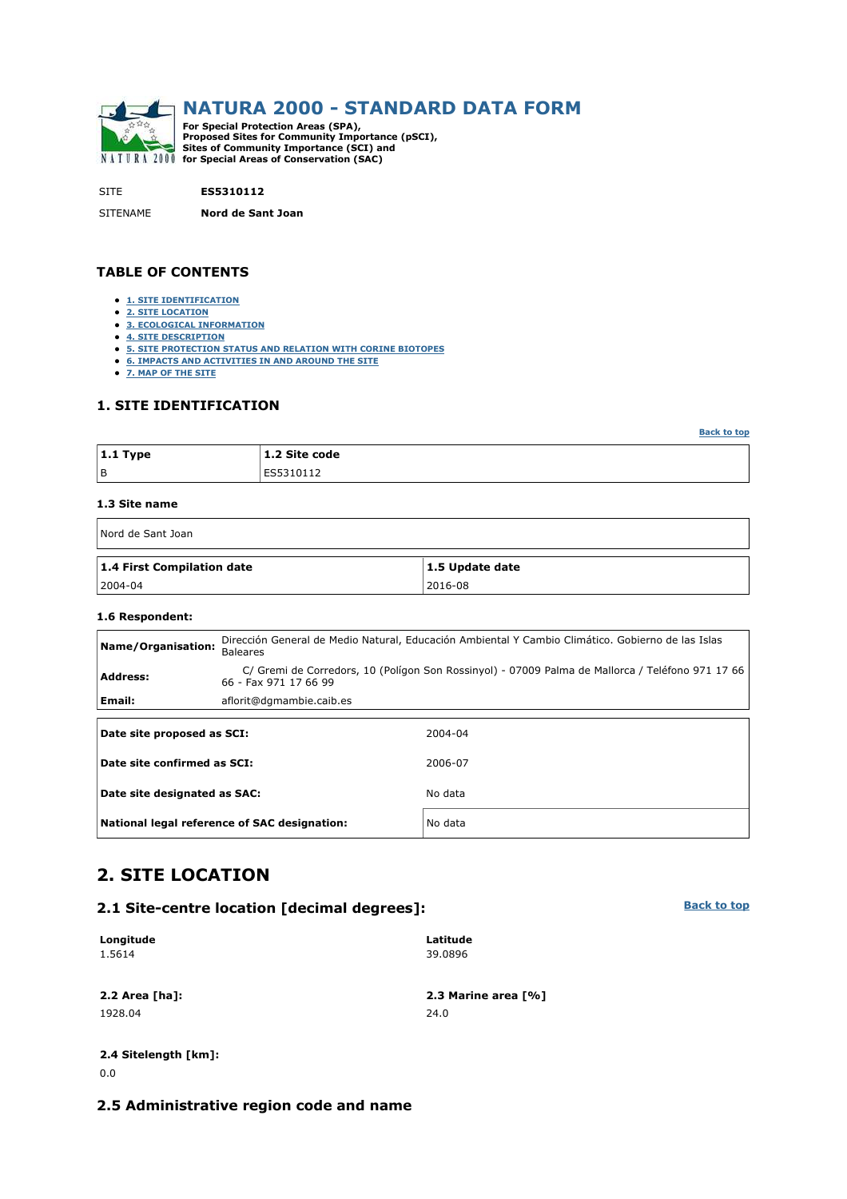# NATURA 2000 - STANDARD DATA FORM

**For Special Protection Areas (SPA), Proposed Sites for Community Importance (pSCI), Sites of Community Importance (SCI) and for Special Areas of Conservation (SAC)**

SITE **ES5310112**

SITENAME **Nord de Sant Joan**

## TABLE OF CONTENTS

- 1. SITE IDENTIFICATION
- 2. SITE LOCATION
- 3. ECOLOGICAL INFORMATION
- 4. SITE DESCRIPTION
- 5. SITE PROTECTION STATUS AND RELATION WITH CORINE BIOTOPES
- 6. IMPACTS AND ACTIVITIES IN AND AROUND THE SITE
- 7. MAP OF THE SITE

## 1. SITE IDENTIFICATION

Back to top

| 1.1 Type | 1.2 Site code |
|---|---|
| B | ES5310112 |

### 1.3 Site name

| Nord de Sant Joan |
|---|

| 1.4 First Compilation date | 1.5 Update date |
|---|---|
| 2004-04 | 2016-08 |

### 1.6 Respondent:

| | |
|---|---|
| **Name/Organisation:** | Dirección General de Medio Natural, Educación Ambiental Y Cambio Climático. Gobierno de las Islas Baleares |
| **Address:** | C/ Gremi de Corredors, 10 (Polígon Son Rossinyol) - 07009 Palma de Mallorca / Teléfono 971 17 66 66 - Fax 971 17 66 99 |
| **Email:** | aflorit@dgmambie.caib.es |

| | |
|---|---|
| **Date site proposed as SCI:** | 2004-04 |
| **Date site confirmed as SCI:** | 2006-07 |
| **Date site designated as SAC:** | No data |
| **National legal reference of SAC designation:** | No data |

## 2. SITE LOCATION

### 2.1 Site-centre location [decimal degrees]:

Back to top

**Longitude**
1.5614

**Latitude**
39.0896

**2.2 Area [ha]:**
1928.04

**2.3 Marine area [%]**
24.0

**2.4 Sitelength [km]:**
0.0

### 2.5 Administrative region code and name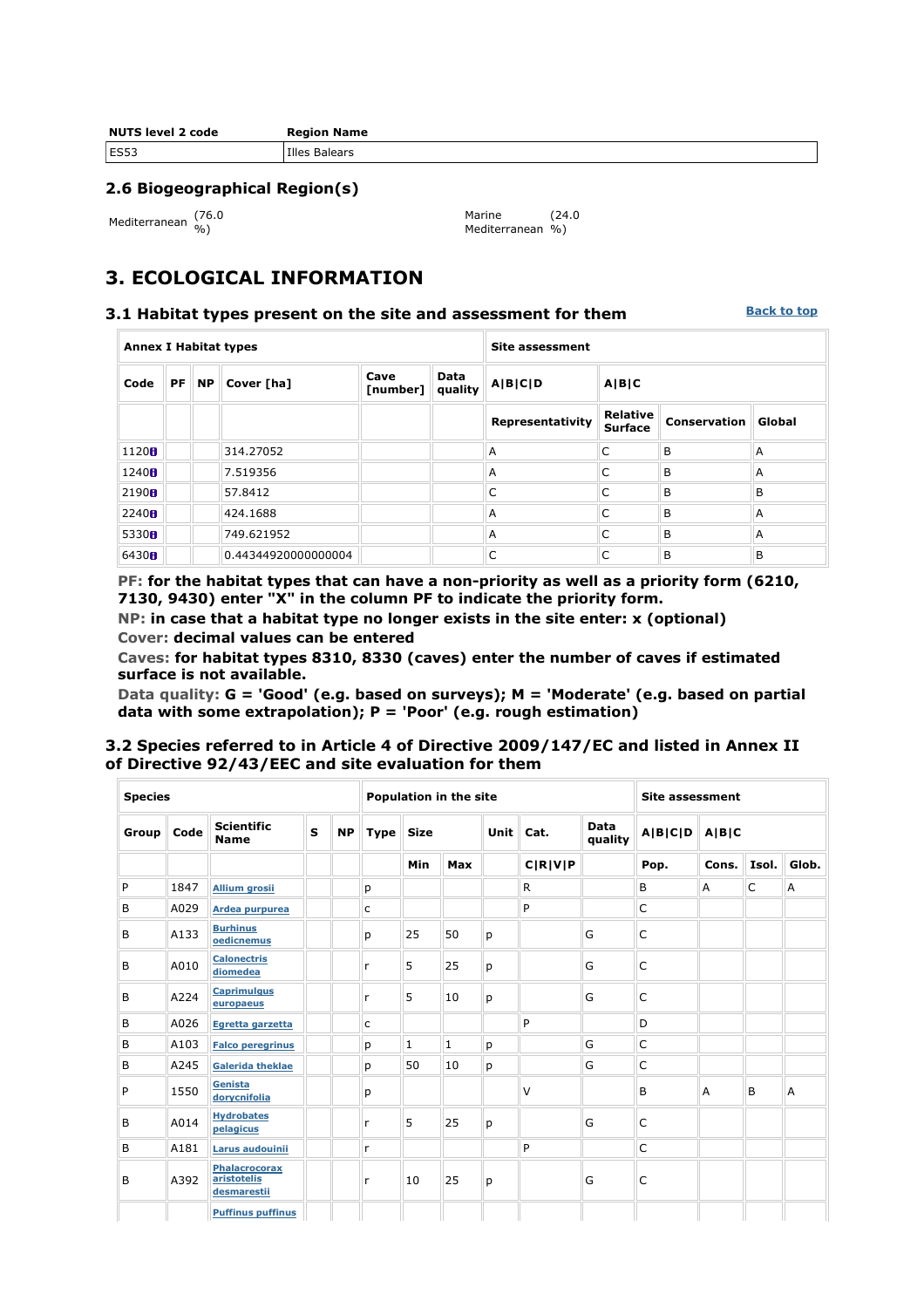| NUTS level 2 code | Region Name |
|---|---|
| ES53 | Illes Balears |

## 2.6 Biogeographical Region(s)

Mediterranean (76.0 %)

Marine Mediterranean (24.0 %)

# 3. ECOLOGICAL INFORMATION

## 3.1 Habitat types present on the site and assessment for them

Back to top

| Annex I Habitat types | | | | | | Site assessment | | | |
|---|---|---|---|---|---|---|---|---|---|
| Code | PF | NP | Cover [ha] | Cave [number] | Data quality | A\|B\|C\|D | A\|B\|C | | |
| | | | | | | Representativity | Relative Surface | Conservation | Global |
| 1120 | | | 314.27052 | | | A | C | B | A |
| 1240 | | | 7.519356 | | | A | C | B | A |
| 2190 | | | 57.8412 | | | C | C | B | B |
| 2240 | | | 424.1688 | | | A | C | B | A |
| 5330 | | | 749.621952 | | | A | C | B | A |
| 6430 | | | 0.44344920000000004 | | | C | C | B | B |

**PF: for the habitat types that can have a non-priority as well as a priority form (6210, 7130, 9430) enter "X" in the column PF to indicate the priority form.**
**NP: in case that a habitat type no longer exists in the site enter: x (optional)**
**Cover: decimal values can be entered**
**Caves: for habitat types 8310, 8330 (caves) enter the number of caves if estimated surface is not available.**
**Data quality: G = 'Good' (e.g. based on surveys); M = 'Moderate' (e.g. based on partial data with some extrapolation); P = 'Poor' (e.g. rough estimation)**

## 3.2 Species referred to in Article 4 of Directive 2009/147/EC and listed in Annex II of Directive 92/43/EEC and site evaluation for them

| Species | | | | | Population in the site | | | | | | Site assessment | | | |
|---|---|---|---|---|---|---|---|---|---|---|---|---|---|---|
| Group | Code | Scientific Name | S | NP | Type | Size | | Unit | Cat. | Data quality | A\|B\|C\|D | A\|B\|C | | |
| | | | | | | Min | Max | | C\|R\|V\|P | | Pop. | Cons. | Isol. | Glob. |
| P | 1847 | Allium grosii | | | p | | | | R | | B | A | C | A |
| B | A029 | Ardea purpurea | | | c | | | | P | | C | | | |
| B | A133 | Burhinus oedicnemus | | | p | 25 | 50 | p | | G | C | | | |
| B | A010 | Calonectris diomedea | | | r | 5 | 25 | p | | G | C | | | |
| B | A224 | Caprimulgus europaeus | | | r | 5 | 10 | p | | G | C | | | |
| B | A026 | Egretta garzetta | | | c | | | | P | | D | | | |
| B | A103 | Falco peregrinus | | | p | 1 | 1 | p | | G | C | | | |
| B | A245 | Galerida theklae | | | p | 50 | 10 | p | | G | C | | | |
| P | 1550 | Genista dorycnifolia | | | p | | | | V | | B | A | B | A |
| B | A014 | Hydrobates pelagicus | | | r | 5 | 25 | p | | G | C | | | |
| B | A181 | Larus audouinii | | | r | | | | P | | C | | | |
| B | A392 | Phalacrocorax aristotelis desmarestii | | | r | 10 | 25 | p | | G | C | | | |
| | | Puffinus puffinus | | | | | | | | | | | | |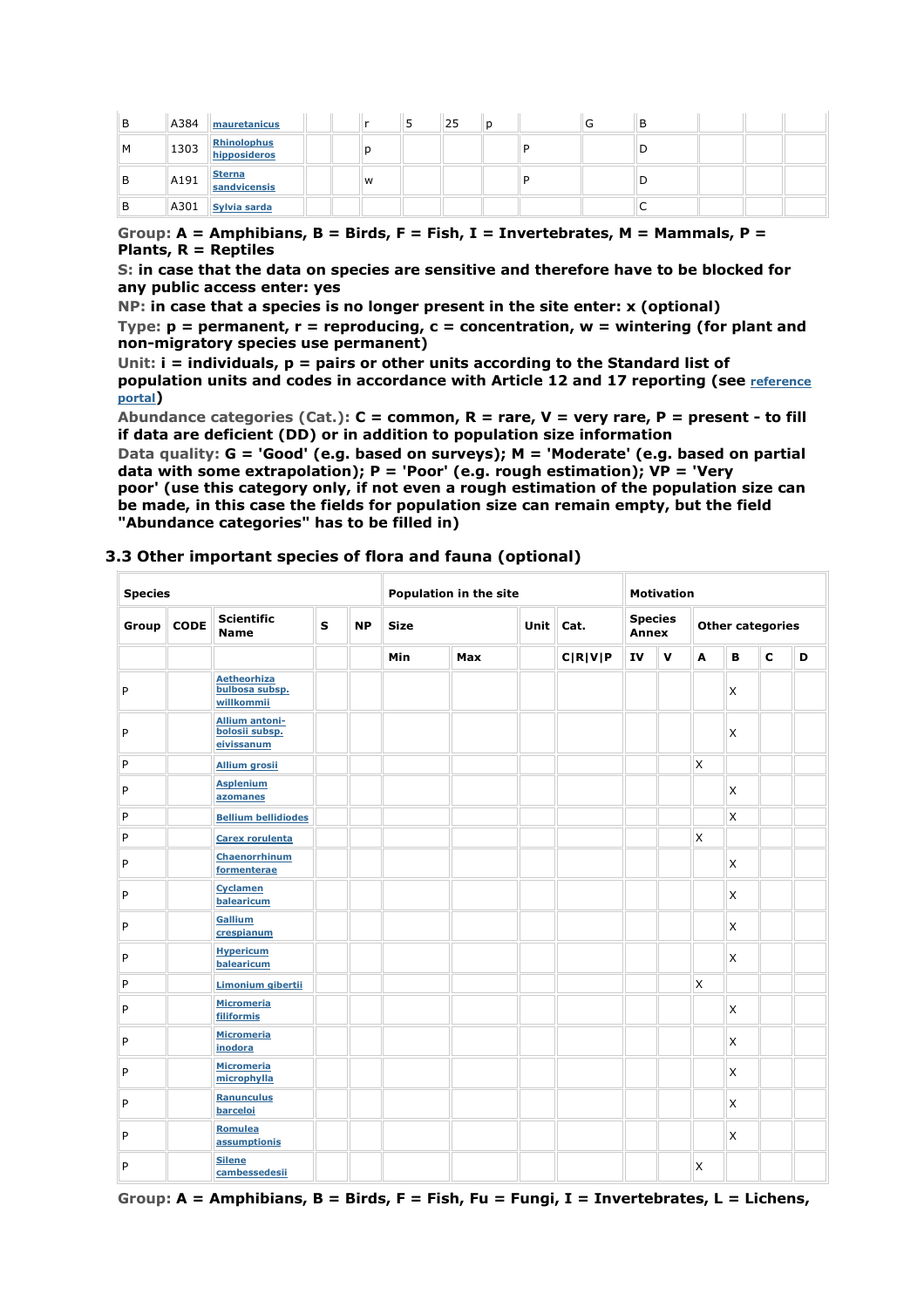| Group | Code | Scientific Name | S | NP | T | Min | Max | Unit | Cat. | D.qual. | A | B | C | D |
|---|---|---|---|---|---|---|---|---|---|---|---|---|---|---|
| B | A384 | mauretanicus | | | r | 5 | 25 | p | | G | B | | | |
| M | 1303 | Rhinolophus hipposideros | | | p | | | | P | | D | | | |
| B | A191 | Sterna sandvicensis | | | w | | | | P | | D | | | |
| B | A301 | Sylvia sarda | | | | | | | | | C | | | |

**Group:** **A = Amphibians, B = Birds, F = Fish, I = Invertebrates, M = Mammals, P = Plants, R = Reptiles**

**S:** **in case that the data on species are sensitive and therefore have to be blocked for any public access enter: yes**

**NP:** **in case that a species is no longer present in the site enter: x (optional)**

**Type:** **p = permanent, r = reproducing, c = concentration, w = wintering (for plant and non-migratory species use permanent)**

**Unit:** **i = individuals, p = pairs or other units according to the Standard list of population units and codes in accordance with Article 12 and 17 reporting (see reference portal)**

**Abundance categories (Cat.):** **C = common, R = rare, V = very rare, P = present - to fill if data are deficient (DD) or in addition to population size information**

**Data quality:** **G = 'Good' (e.g. based on surveys); M = 'Moderate' (e.g. based on partial data with some extrapolation); P = 'Poor' (e.g. rough estimation); VP = 'Very poor' (use this category only, if not even a rough estimation of the population size can be made, in this case the fields for population size can remain empty, but the field "Abundance categories" has to be filled in)**

### 3.3 Other important species of flora and fauna (optional)

| Species | | | | | Population in the site | | | | Motivation | | | | | |
|---|---|---|---|---|---|---|---|---|---|---|---|---|---|---|
| Group | CODE | Scientific Name | S | NP | Size | | Unit | Cat. | Species Annex | | Other categories | | | |
| | | | | | Min | Max | | C\|R\|V\|P | IV | V | A | B | C | D |
| P | | Aetheorhiza bulbosa subsp. willkommii | | | | | | | | | | X | | |
| P | | Allium antoni-bolosii subsp. eivissanum | | | | | | | | | | X | | |
| P | | Allium grosii | | | | | | | | | X | | | |
| P | | Asplenium azomanes | | | | | | | | | | X | | |
| P | | Bellium bellidiodes | | | | | | | | | | X | | |
| P | | Carex rorulenta | | | | | | | | | X | | | |
| P | | Chaenorrhinum formenterae | | | | | | | | | | X | | |
| P | | Cyclamen balearicum | | | | | | | | | | X | | |
| P | | Gallium crespianum | | | | | | | | | | X | | |
| P | | Hypericum balearicum | | | | | | | | | | X | | |
| P | | Limonium gibertii | | | | | | | | | X | | | |
| P | | Micromeria filiformis | | | | | | | | | | X | | |
| P | | Micromeria inodora | | | | | | | | | | X | | |
| P | | Micromeria microphylla | | | | | | | | | | X | | |
| P | | Ranunculus barceloi | | | | | | | | | | X | | |
| P | | Romulea assumptionis | | | | | | | | | | X | | |
| P | | Silene cambessedesii | | | | | | | | | X | | | |

**Group:** **A = Amphibians, B = Birds, F = Fish, Fu = Fungi, I = Invertebrates, L = Lichens,**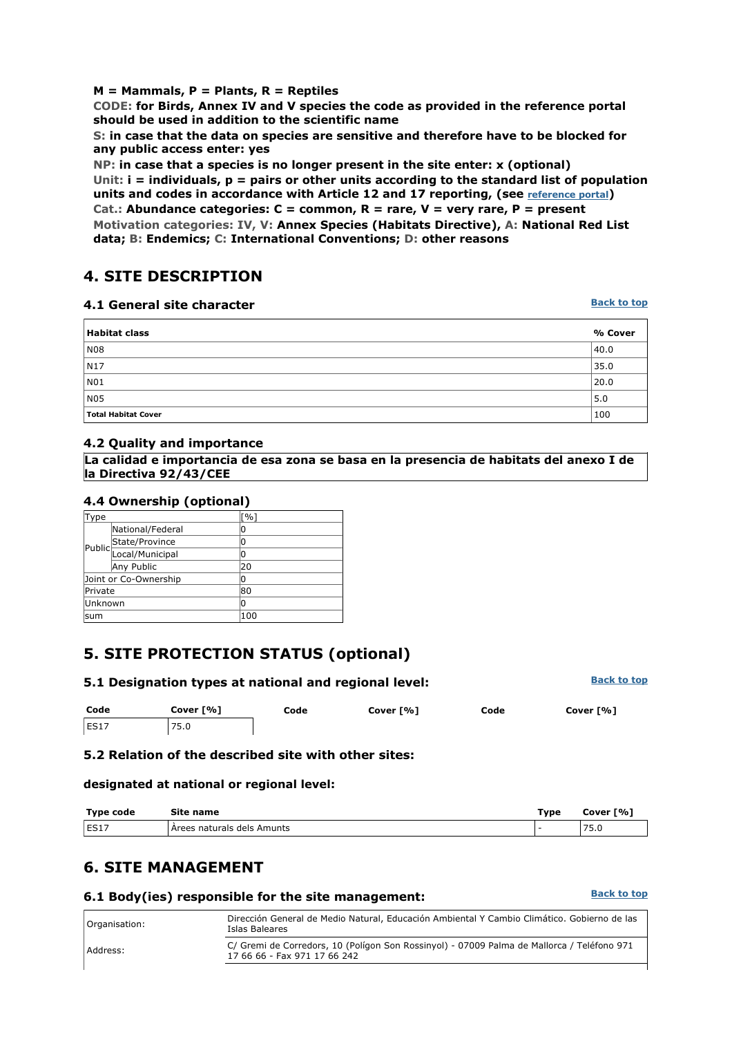**M = Mammals, P = Plants, R = Reptiles**

**CODE: for Birds, Annex IV and V species the code as provided in the reference portal should be used in addition to the scientific name**

**S: in case that the data on species are sensitive and therefore have to be blocked for any public access enter: yes**

**NP: in case that a species is no longer present in the site enter: x (optional)**

**Unit: i = individuals, p = pairs or other units according to the standard list of population units and codes in accordance with Article 12 and 17 reporting, (see reference portal)**

**Cat.: Abundance categories: C = common, R = rare, V = very rare, P = present**

**Motivation categories: IV, V: Annex Species (Habitats Directive), A: National Red List data; B: Endemics; C: International Conventions; D: other reasons**

## 4. SITE DESCRIPTION

### 4.1 General site character

| Habitat class | % Cover |
|---|---|
| N08 | 40.0 |
| N17 | 35.0 |
| N01 | 20.0 |
| N05 | 5.0 |
| **Total Habitat Cover** | 100 |

### 4.2 Quality and importance

**La calidad e importancia de esa zona se basa en la presencia de habitats del anexo I de la Directiva 92/43/CEE**

### 4.4 Ownership (optional)

| Type | | [%] |
|---|---|---|
| Public | National/Federal | 0 |
| | State/Province | 0 |
| | Local/Municipal | 0 |
| | Any Public | 20 |
| Joint or Co-Ownership | | 0 |
| Private | | 80 |
| Unknown | | 0 |
| sum | | 100 |

## 5. SITE PROTECTION STATUS (optional)

### 5.1 Designation types at national and regional level:

| Code | Cover [%] | Code | Cover [%] | Code | Cover [%] |
|---|---|---|---|---|---|
| ES17 | 75.0 | | | | |

### 5.2 Relation of the described site with other sites:

#### designated at national or regional level:

| Type code | Site name | Type | Cover [%] |
|---|---|---|---|
| ES17 | Àrees naturals dels Amunts | - | 75.0 |

## 6. SITE MANAGEMENT

### 6.1 Body(ies) responsible for the site management:

| | |
|---|---|
| Organisation: | Dirección General de Medio Natural, Educación Ambiental Y Cambio Climático. Gobierno de las Islas Baleares |
| Address: | C/ Gremi de Corredors, 10 (Polígon Son Rossinyol) - 07009 Palma de Mallorca / Teléfono 971 17 66 66 - Fax 971 17 66 242 |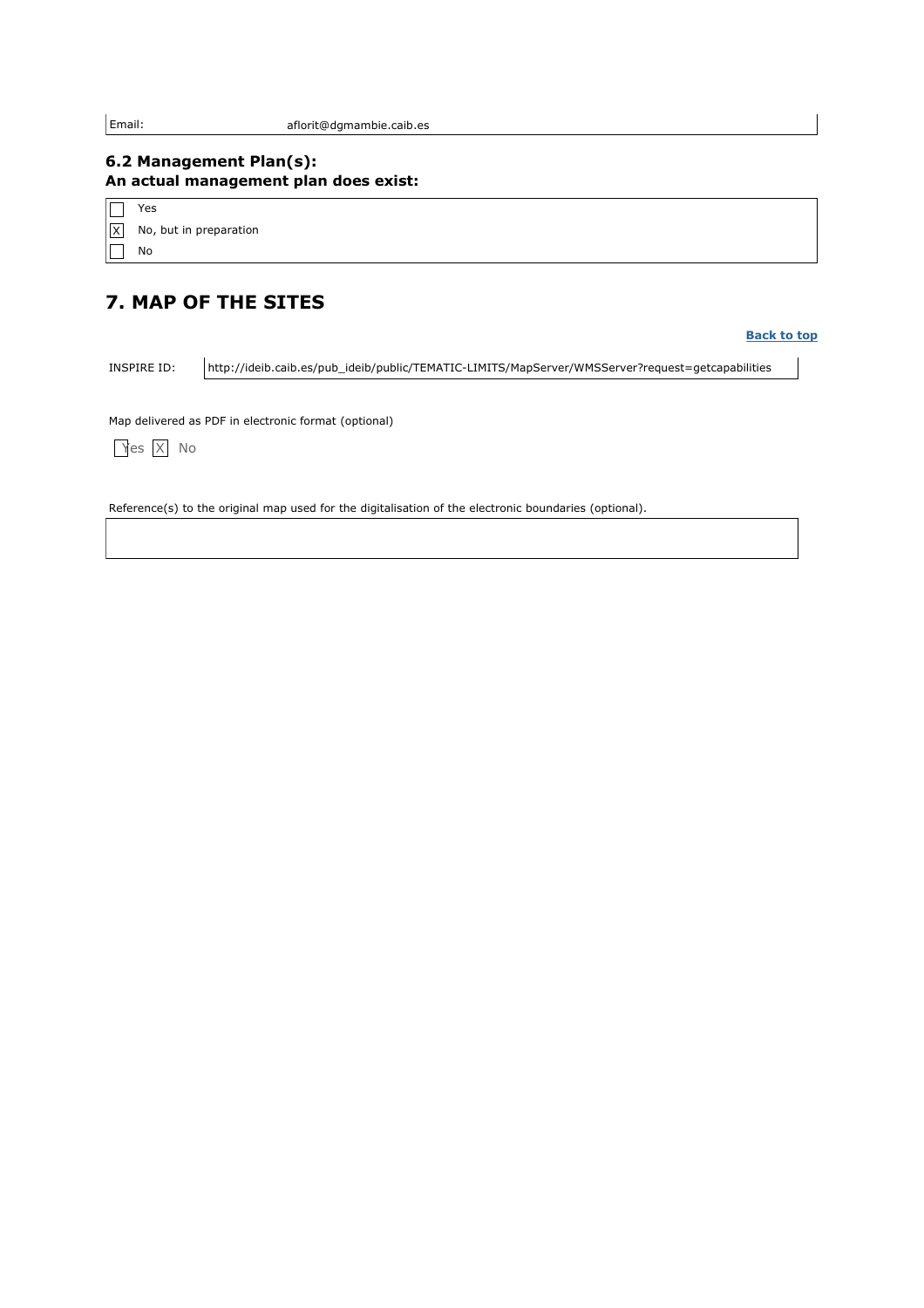| | |
|---|---|
| Email: | aflorit@dgmambie.caib.es |

### 6.2 Management Plan(s):

**An actual management plan does exist:**

- [ ] Yes
- [x] No, but in preparation
- [ ] No

## 7. MAP OF THE SITES

**Back to top**

| | |
|---|---|
| INSPIRE ID: | http://ideib.caib.es/pub_ideib/public/TEMATIC-LIMITS/MapServer/WMSServer?request=getcapabilities |

Map delivered as PDF in electronic format (optional)

[ ] Yes [X] No

Reference(s) to the original map used for the digitalisation of the electronic boundaries (optional).